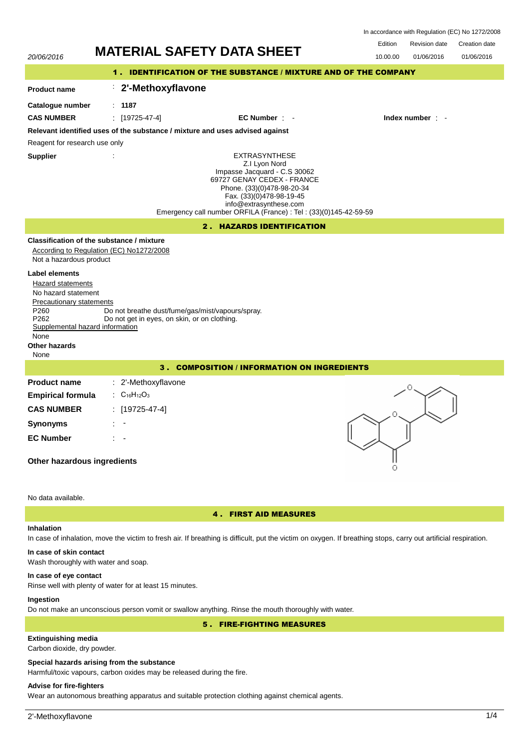In accordance with Regulation (EC) No 1272/2008

| Edition | Revision date | Creation date |
|---|---|---|
| 10.00.00 | 01/06/2016 | 01/06/2016 |

20/06/2016

# MATERIAL SAFETY DATA SHEET

## 1 . IDENTIFICATION OF THE SUBSTANCE / MIXTURE AND OF THE COMPANY

**Product name** : **2'-Methoxyflavone**

**Catalogue number** : **1187**

**CAS NUMBER** : [19725-47-4] **EC Number** : - **Index number** : -

**Relevant identified uses of the substance / mixture and uses advised against**

Reagent for research use only

**Supplier** :

EXTRASYNTHESE
Z.I Lyon Nord
Impasse Jacquard - C.S 30062
69727 GENAY CEDEX - FRANCE
Phone. (33)(0)478-98-20-34
Fax. (33)(0)478-98-19-45
info@extrasynthese.com
Emergency call number ORFILA (France) : Tel : (33)(0)145-42-59-59

## 2 . HAZARDS IDENTIFICATION

**Classification of the substance / mixture**

According to Regulation (EC) No1272/2008

Not a hazardous product

**Label elements**

Hazard statements

No hazard statement

Precautionary statements

P260 Do not breathe dust/fume/gas/mist/vapours/spray.
P262 Do not get in eyes, on skin, or on clothing.

Supplemental hazard information

None

**Other hazards**

None

## 3 . COMPOSITION / INFORMATION ON INGREDIENTS

**Product name** : 2'-Methoxyflavone

**Empirical formula** : $C_{16}H_{12}O_3$

**CAS NUMBER** : [19725-47-4]

**Synonyms** : -

**EC Number** : -

**Other hazardous ingredients**

No data available.

## 4 . FIRST AID MEASURES

**Inhalation**

In case of inhalation, move the victim to fresh air. If breathing is difficult, put the victim on oxygen. If breathing stops, carry out artificial respiration.

**In case of skin contact**

Wash thoroughly with water and soap.

**In case of eye contact**

Rinse well with plenty of water for at least 15 minutes.

**Ingestion**

Do not make an unconscious person vomit or swallow anything. Rinse the mouth thoroughly with water.

## 5 . FIRE-FIGHTING MEASURES

**Extinguishing media**

Carbon dioxide, dry powder.

**Special hazards arising from the substance**

Harmful/toxic vapours, carbon oxides may be released during the fire.

**Advise for fire-fighters**

Wear an autonomous breathing apparatus and suitable protection clothing against chemical agents.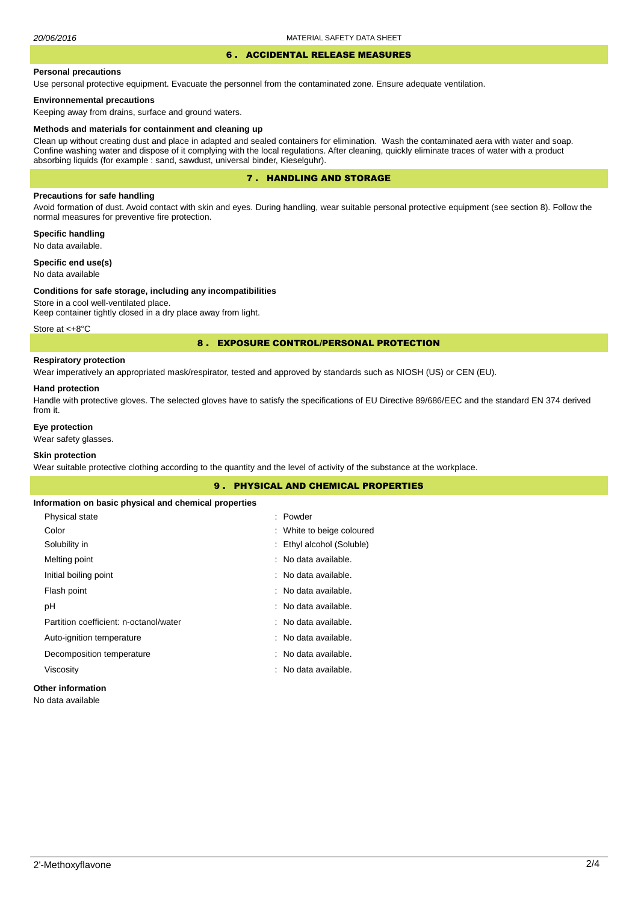## 6 . ACCIDENTAL RELEASE MEASURES

**Personal precautions**

Use personal protective equipment. Evacuate the personnel from the contaminated zone. Ensure adequate ventilation.

**Environnemental precautions**

Keeping away from drains, surface and ground waters.

**Methods and materials for containment and cleaning up**

Clean up without creating dust and place in adapted and sealed containers for elimination. Wash the contaminated aera with water and soap. Confine washing water and dispose of it complying with the local regulations. After cleaning, quickly eliminate traces of water with a product absorbing liquids (for example : sand, sawdust, universal binder, Kieselguhr).

## 7 . HANDLING AND STORAGE

**Precautions for safe handling**

Avoid formation of dust. Avoid contact with skin and eyes. During handling, wear suitable personal protective equipment (see section 8). Follow the normal measures for preventive fire protection.

**Specific handling**

No data available.

**Specific end use(s)**

No data available

**Conditions for safe storage, including any incompatibilities**

Store in a cool well-ventilated place.
Keep container tightly closed in a dry place away from light.

Store at <+8°C

## 8 . EXPOSURE CONTROL/PERSONAL PROTECTION

**Respiratory protection**

Wear imperatively an appropriated mask/respirator, tested and approved by standards such as NIOSH (US) or CEN (EU).

**Hand protection**

Handle with protective gloves. The selected gloves have to satisfy the specifications of EU Directive 89/686/EEC and the standard EN 374 derived from it.

**Eye protection**

Wear safety glasses.

**Skin protection**

Wear suitable protective clothing according to the quantity and the level of activity of the substance at the workplace.

## 9 . PHYSICAL AND CHEMICAL PROPERTIES

**Information on basic physical and chemical properties**

| | |
|---|---|
| Physical state | : Powder |
| Color | : White to beige coloured |
| Solubility in | : Ethyl alcohol (Soluble) |
| Melting point | : No data available. |
| Initial boiling point | : No data available. |
| Flash point | : No data available. |
| pH | : No data available. |
| Partition coefficient: n-octanol/water | : No data available. |
| Auto-ignition temperature | : No data available. |
| Decomposition temperature | : No data available. |
| Viscosity | : No data available. |

**Other information**

No data available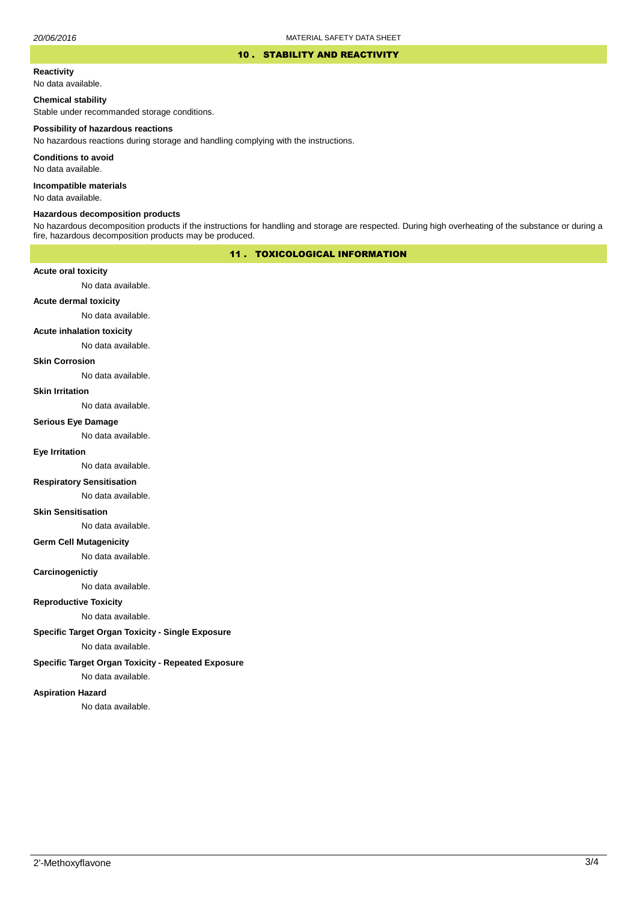## 10 . STABILITY AND REACTIVITY

**Reactivity**

No data available.

**Chemical stability**

Stable under recommanded storage conditions.

**Possibility of hazardous reactions**

No hazardous reactions during storage and handling complying with the instructions.

**Conditions to avoid**

No data available.

**Incompatible materials**

No data available.

**Hazardous decomposition products**

No hazardous decomposition products if the instructions for handling and storage are respected. During high overheating of the substance or during a fire, hazardous decomposition products may be produced.

## 11 . TOXICOLOGICAL INFORMATION

**Acute oral toxicity**

No data available.

**Acute dermal toxicity**

No data available.

**Acute inhalation toxicity**

No data available.

**Skin Corrosion**

No data available.

**Skin Irritation**

No data available.

**Serious Eye Damage**

No data available.

**Eye Irritation**

No data available.

**Respiratory Sensitisation**

No data available.

**Skin Sensitisation**

No data available.

**Germ Cell Mutagenicity**

No data available.

**Carcinogenictiy**

No data available.

**Reproductive Toxicity**

No data available.

**Specific Target Organ Toxicity - Single Exposure**

No data available.

**Specific Target Organ Toxicity - Repeated Exposure**

No data available.

**Aspiration Hazard**

No data available.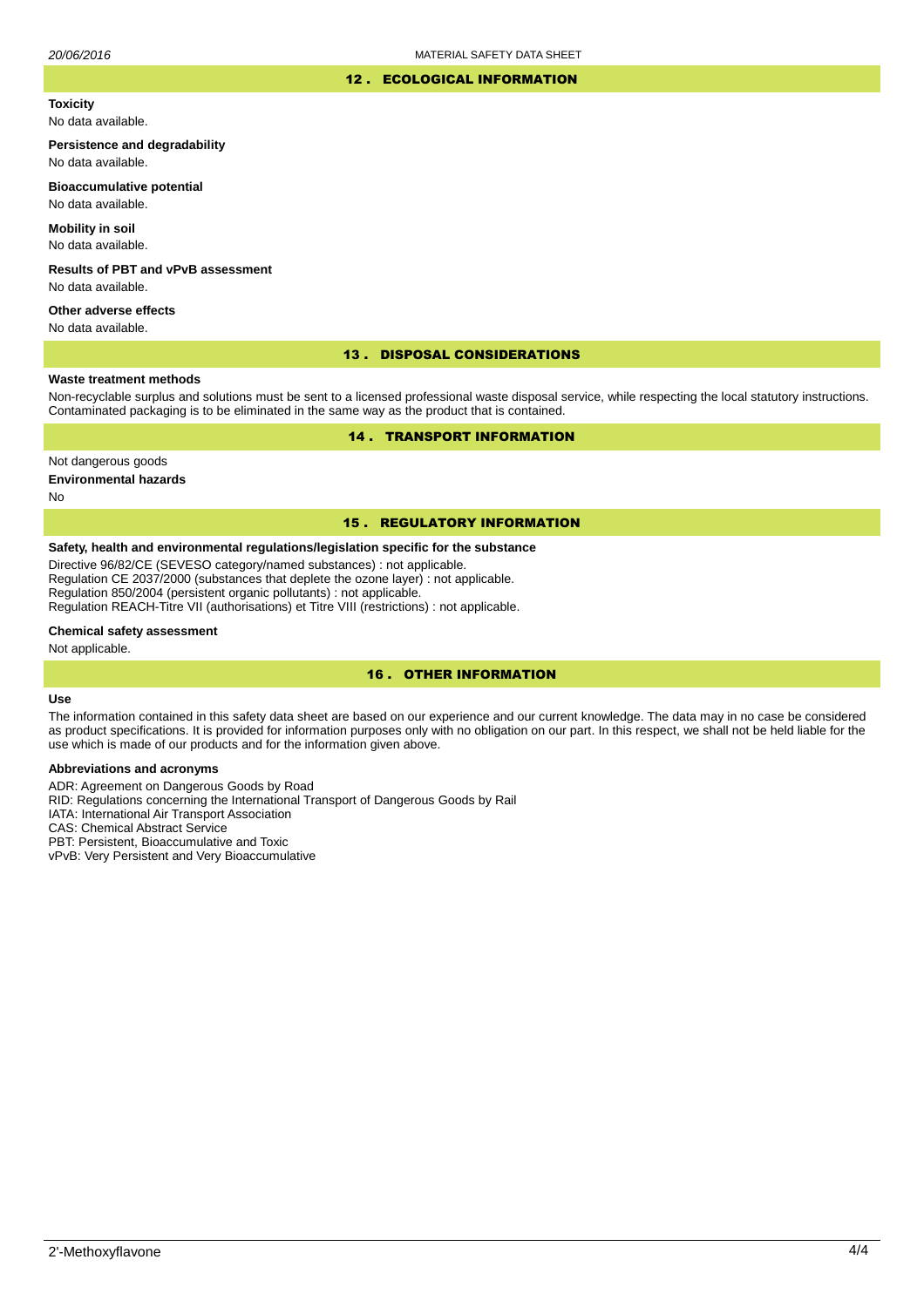## 12 . ECOLOGICAL INFORMATION

**Toxicity**

No data available.

**Persistence and degradability**

No data available.

**Bioaccumulative potential**

No data available.

**Mobility in soil**

No data available.

**Results of PBT and vPvB assessment**

No data available.

**Other adverse effects**

No data available.

## 13 . DISPOSAL CONSIDERATIONS

**Waste treatment methods**

Non-recyclable surplus and solutions must be sent to a licensed professional waste disposal service, while respecting the local statutory instructions. Contaminated packaging is to be eliminated in the same way as the product that is contained.

## 14 . TRANSPORT INFORMATION

Not dangerous goods

**Environmental hazards**

No

## 15 . REGULATORY INFORMATION

**Safety, health and environmental regulations/legislation specific for the substance**

Directive 96/82/CE (SEVESO category/named substances) : not applicable.
Regulation CE 2037/2000 (substances that deplete the ozone layer) : not applicable.
Regulation 850/2004 (persistent organic pollutants) : not applicable.
Regulation REACH-Titre VII (authorisations) et Titre VIII (restrictions) : not applicable.

**Chemical safety assessment**

Not applicable.

## 16 . OTHER INFORMATION

**Use**

The information contained in this safety data sheet are based on our experience and our current knowledge. The data may in no case be considered as product specifications. It is provided for information purposes only with no obligation on our part. In this respect, we shall not be held liable for the use which is made of our products and for the information given above.

**Abbreviations and acronyms**

ADR: Agreement on Dangerous Goods by Road
RID: Regulations concerning the International Transport of Dangerous Goods by Rail
IATA: International Air Transport Association
CAS: Chemical Abstract Service
PBT: Persistent, Bioaccumulative and Toxic
vPvB: Very Persistent and Very Bioaccumulative